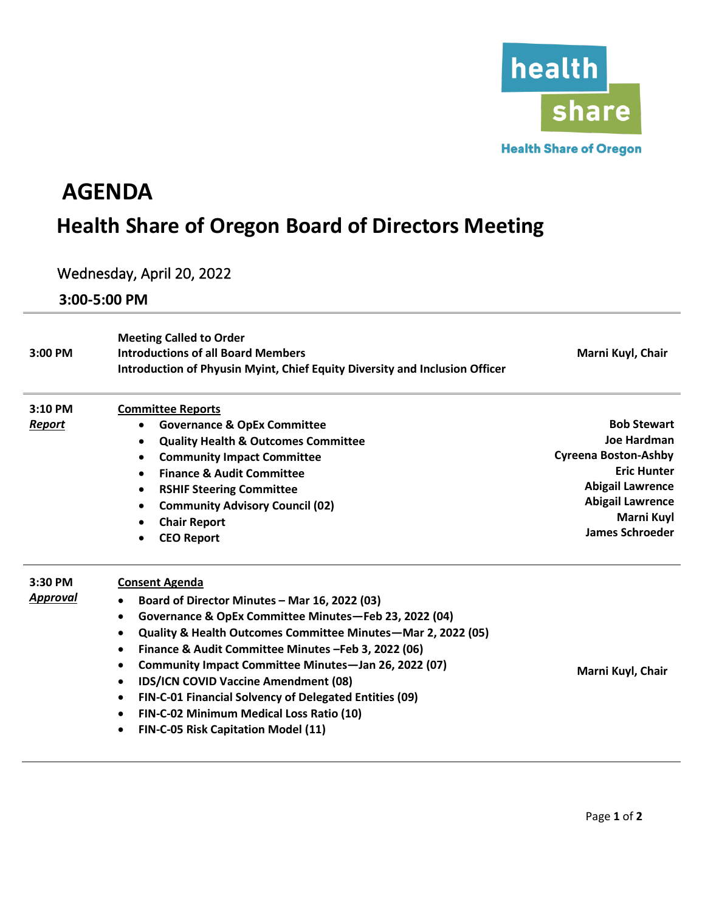health share
Health Share of Oregon

# AGENDA

## Health Share of Oregon Board of Directors Meeting

Wednesday, April 20, 2022

**3:00-5:00 PM**

| | | |
|---|---|---|
| **3:00 PM** | **Meeting Called to Order**<br>**Introductions of all Board Members**<br>**Introduction of Phyusin Myint, Chief Equity Diversity and Inclusion Officer** | **Marni Kuyl, Chair** |
| **3:10 PM**<br>***Report*** | **Committee Reports**<br>• **Governance & OpEx Committee**<br>• **Quality Health & Outcomes Committee**<br>• **Community Impact Committee**<br>• **Finance & Audit Committee**<br>• **RSHIF Steering Committee**<br>• **Community Advisory Council (02)**<br>• **Chair Report**<br>• **CEO Report** | <br>**Bob Stewart**<br>**Joe Hardman**<br>**Cyreena Boston-Ashby**<br>**Eric Hunter**<br>**Abigail Lawrence**<br>**Abigail Lawrence**<br>**Marni Kuyl**<br>**James Schroeder** |
| **3:30 PM**<br>***Approval*** | **Consent Agenda**<br>• **Board of Director Minutes – Mar 16, 2022 (03)**<br>• **Governance & OpEx Committee Minutes—Feb 23, 2022 (04)**<br>• **Quality & Health Outcomes Committee Minutes—Mar 2, 2022 (05)**<br>• **Finance & Audit Committee Minutes –Feb 3, 2022 (06)**<br>• **Community Impact Committee Minutes—Jan 26, 2022 (07)**<br>• **IDS/ICN COVID Vaccine Amendment (08)**<br>• **FIN-C-01 Financial Solvency of Delegated Entities (09)**<br>• **FIN-C-02 Minimum Medical Loss Ratio (10)**<br>• **FIN-C-05 Risk Capitation Model (11)** | **Marni Kuyl, Chair** |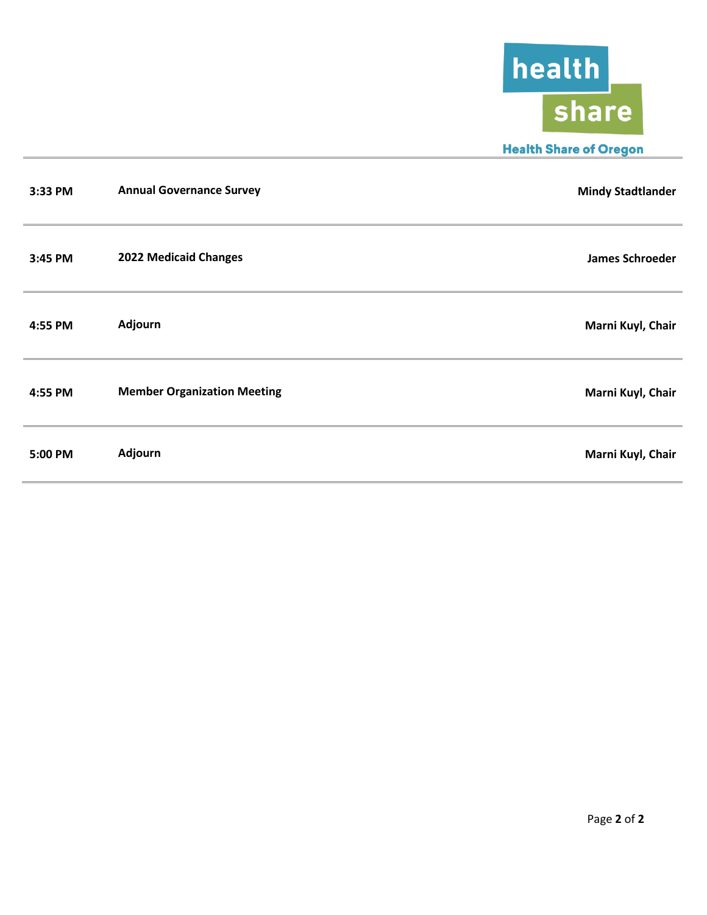| | | |
|---|---|---|
| **3:33 PM** | **Annual Governance Survey** | **Mindy Stadtlander** |
| **3:45 PM** | **2022 Medicaid Changes** | **James Schroeder** |
| **4:55 PM** | **Adjourn** | **Marni Kuyl, Chair** |
| **4:55 PM** | **Member Organization Meeting** | **Marni Kuyl, Chair** |
| **5:00 PM** | **Adjourn** | **Marni Kuyl, Chair** |